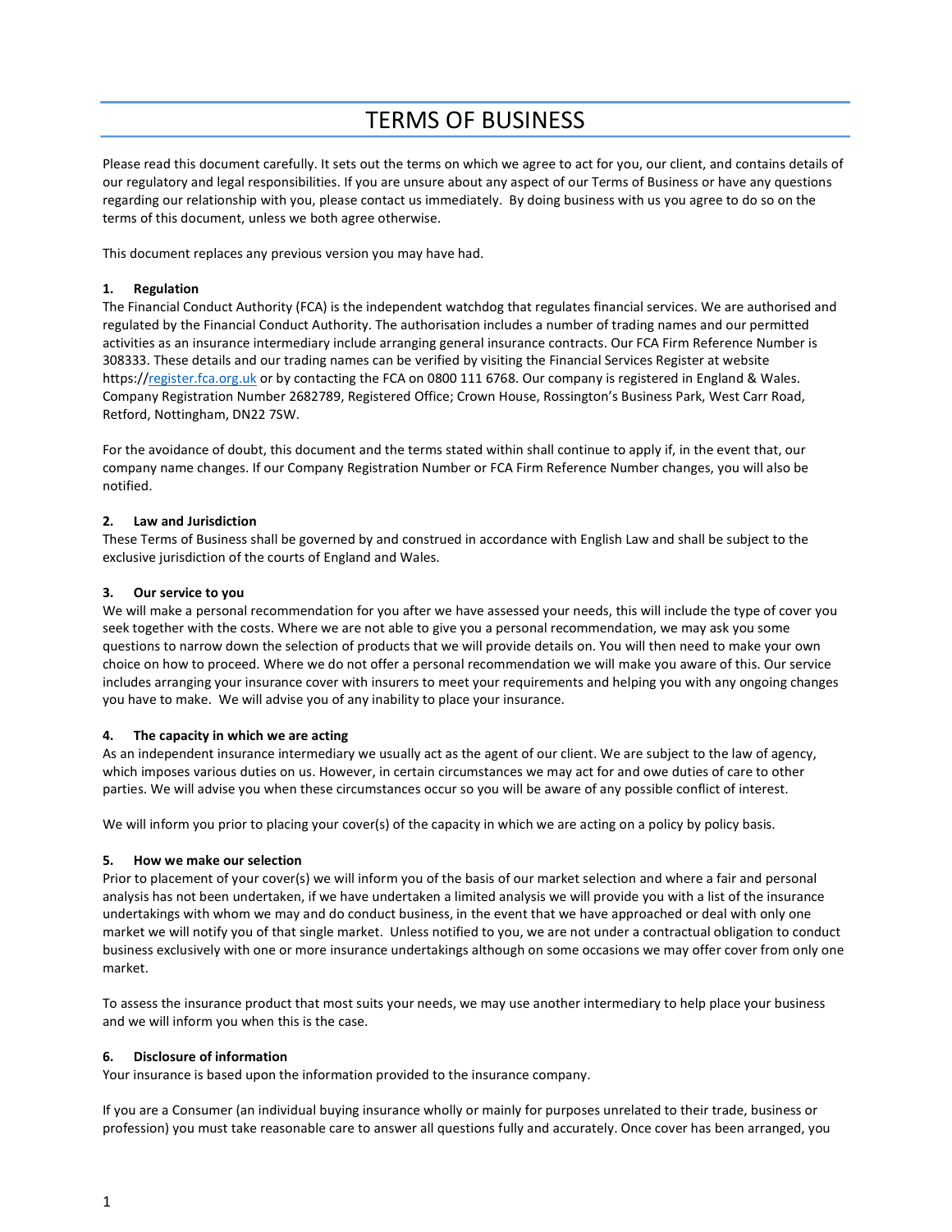# TERMS OF BUSINESS

Please read this document carefully. It sets out the terms on which we agree to act for you, our client, and contains details of our regulatory and legal responsibilities. If you are unsure about any aspect of our Terms of Business or have any questions regarding our relationship with you, please contact us immediately. By doing business with us you agree to do so on the terms of this document, unless we both agree otherwise.

This document replaces any previous version you may have had.

**1. Regulation**

The Financial Conduct Authority (FCA) is the independent watchdog that regulates financial services. We are authorised and regulated by the Financial Conduct Authority. The authorisation includes a number of trading names and our permitted activities as an insurance intermediary include arranging general insurance contracts. Our FCA Firm Reference Number is 308333. These details and our trading names can be verified by visiting the Financial Services Register at website https://register.fca.org.uk or by contacting the FCA on 0800 111 6768. Our company is registered in England & Wales. Company Registration Number 2682789, Registered Office; Crown House, Rossington's Business Park, West Carr Road, Retford, Nottingham, DN22 7SW.

For the avoidance of doubt, this document and the terms stated within shall continue to apply if, in the event that, our company name changes. If our Company Registration Number or FCA Firm Reference Number changes, you will also be notified.

**2. Law and Jurisdiction**

These Terms of Business shall be governed by and construed in accordance with English Law and shall be subject to the exclusive jurisdiction of the courts of England and Wales.

**3. Our service to you**

We will make a personal recommendation for you after we have assessed your needs, this will include the type of cover you seek together with the costs. Where we are not able to give you a personal recommendation, we may ask you some questions to narrow down the selection of products that we will provide details on. You will then need to make your own choice on how to proceed. Where we do not offer a personal recommendation we will make you aware of this. Our service includes arranging your insurance cover with insurers to meet your requirements and helping you with any ongoing changes you have to make. We will advise you of any inability to place your insurance.

**4. The capacity in which we are acting**

As an independent insurance intermediary we usually act as the agent of our client. We are subject to the law of agency, which imposes various duties on us. However, in certain circumstances we may act for and owe duties of care to other parties. We will advise you when these circumstances occur so you will be aware of any possible conflict of interest.

We will inform you prior to placing your cover(s) of the capacity in which we are acting on a policy by policy basis.

**5. How we make our selection**

Prior to placement of your cover(s) we will inform you of the basis of our market selection and where a fair and personal analysis has not been undertaken, if we have undertaken a limited analysis we will provide you with a list of the insurance undertakings with whom we may and do conduct business, in the event that we have approached or deal with only one market we will notify you of that single market. Unless notified to you, we are not under a contractual obligation to conduct business exclusively with one or more insurance undertakings although on some occasions we may offer cover from only one market.

To assess the insurance product that most suits your needs, we may use another intermediary to help place your business and we will inform you when this is the case.

**6. Disclosure of information**

Your insurance is based upon the information provided to the insurance company.

If you are a Consumer (an individual buying insurance wholly or mainly for purposes unrelated to their trade, business or profession) you must take reasonable care to answer all questions fully and accurately. Once cover has been arranged, you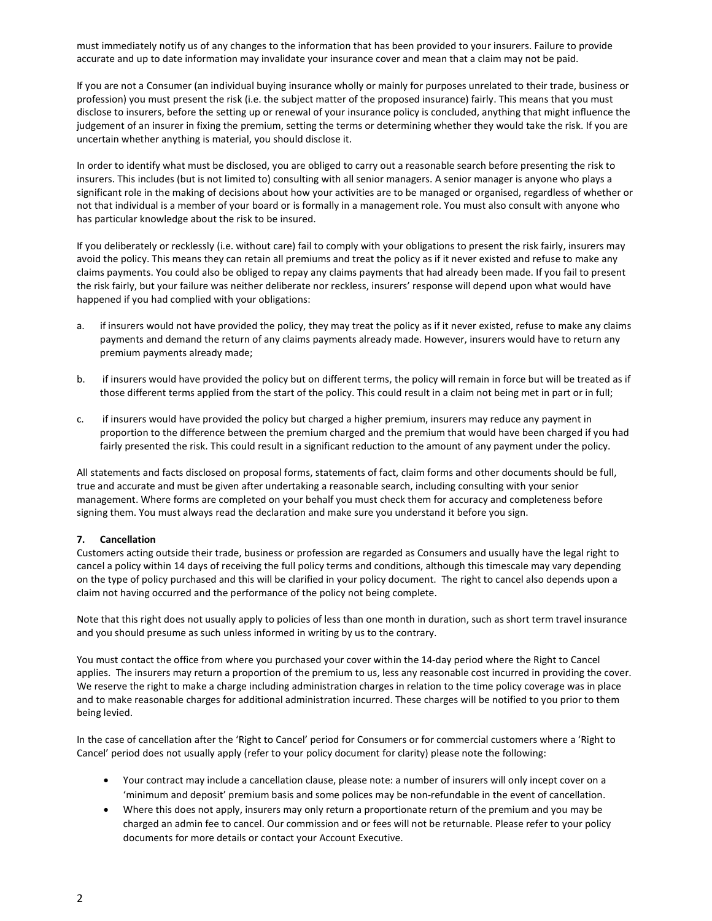must immediately notify us of any changes to the information that has been provided to your insurers. Failure to provide accurate and up to date information may invalidate your insurance cover and mean that a claim may not be paid.

If you are not a Consumer (an individual buying insurance wholly or mainly for purposes unrelated to their trade, business or profession) you must present the risk (i.e. the subject matter of the proposed insurance) fairly. This means that you must disclose to insurers, before the setting up or renewal of your insurance policy is concluded, anything that might influence the judgement of an insurer in fixing the premium, setting the terms or determining whether they would take the risk. If you are uncertain whether anything is material, you should disclose it.

In order to identify what must be disclosed, you are obliged to carry out a reasonable search before presenting the risk to insurers. This includes (but is not limited to) consulting with all senior managers. A senior manager is anyone who plays a significant role in the making of decisions about how your activities are to be managed or organised, regardless of whether or not that individual is a member of your board or is formally in a management role. You must also consult with anyone who has particular knowledge about the risk to be insured.

If you deliberately or recklessly (i.e. without care) fail to comply with your obligations to present the risk fairly, insurers may avoid the policy. This means they can retain all premiums and treat the policy as if it never existed and refuse to make any claims payments. You could also be obliged to repay any claims payments that had already been made. If you fail to present the risk fairly, but your failure was neither deliberate nor reckless, insurers' response will depend upon what would have happened if you had complied with your obligations:

a. if insurers would not have provided the policy, they may treat the policy as if it never existed, refuse to make any claims payments and demand the return of any claims payments already made. However, insurers would have to return any premium payments already made;

b. if insurers would have provided the policy but on different terms, the policy will remain in force but will be treated as if those different terms applied from the start of the policy. This could result in a claim not being met in part or in full;

c. if insurers would have provided the policy but charged a higher premium, insurers may reduce any payment in proportion to the difference between the premium charged and the premium that would have been charged if you had fairly presented the risk. This could result in a significant reduction to the amount of any payment under the policy.

All statements and facts disclosed on proposal forms, statements of fact, claim forms and other documents should be full, true and accurate and must be given after undertaking a reasonable search, including consulting with your senior management. Where forms are completed on your behalf you must check them for accuracy and completeness before signing them. You must always read the declaration and make sure you understand it before you sign.

**7. Cancellation**

Customers acting outside their trade, business or profession are regarded as Consumers and usually have the legal right to cancel a policy within 14 days of receiving the full policy terms and conditions, although this timescale may vary depending on the type of policy purchased and this will be clarified in your policy document. The right to cancel also depends upon a claim not having occurred and the performance of the policy not being complete.

Note that this right does not usually apply to policies of less than one month in duration, such as short term travel insurance and you should presume as such unless informed in writing by us to the contrary.

You must contact the office from where you purchased your cover within the 14-day period where the Right to Cancel applies. The insurers may return a proportion of the premium to us, less any reasonable cost incurred in providing the cover. We reserve the right to make a charge including administration charges in relation to the time policy coverage was in place and to make reasonable charges for additional administration incurred. These charges will be notified to you prior to them being levied.

In the case of cancellation after the 'Right to Cancel' period for Consumers or for commercial customers where a 'Right to Cancel' period does not usually apply (refer to your policy document for clarity) please note the following:

- Your contract may include a cancellation clause, please note: a number of insurers will only incept cover on a 'minimum and deposit' premium basis and some polices may be non-refundable in the event of cancellation.
- Where this does not apply, insurers may only return a proportionate return of the premium and you may be charged an admin fee to cancel. Our commission and or fees will not be returnable. Please refer to your policy documents for more details or contact your Account Executive.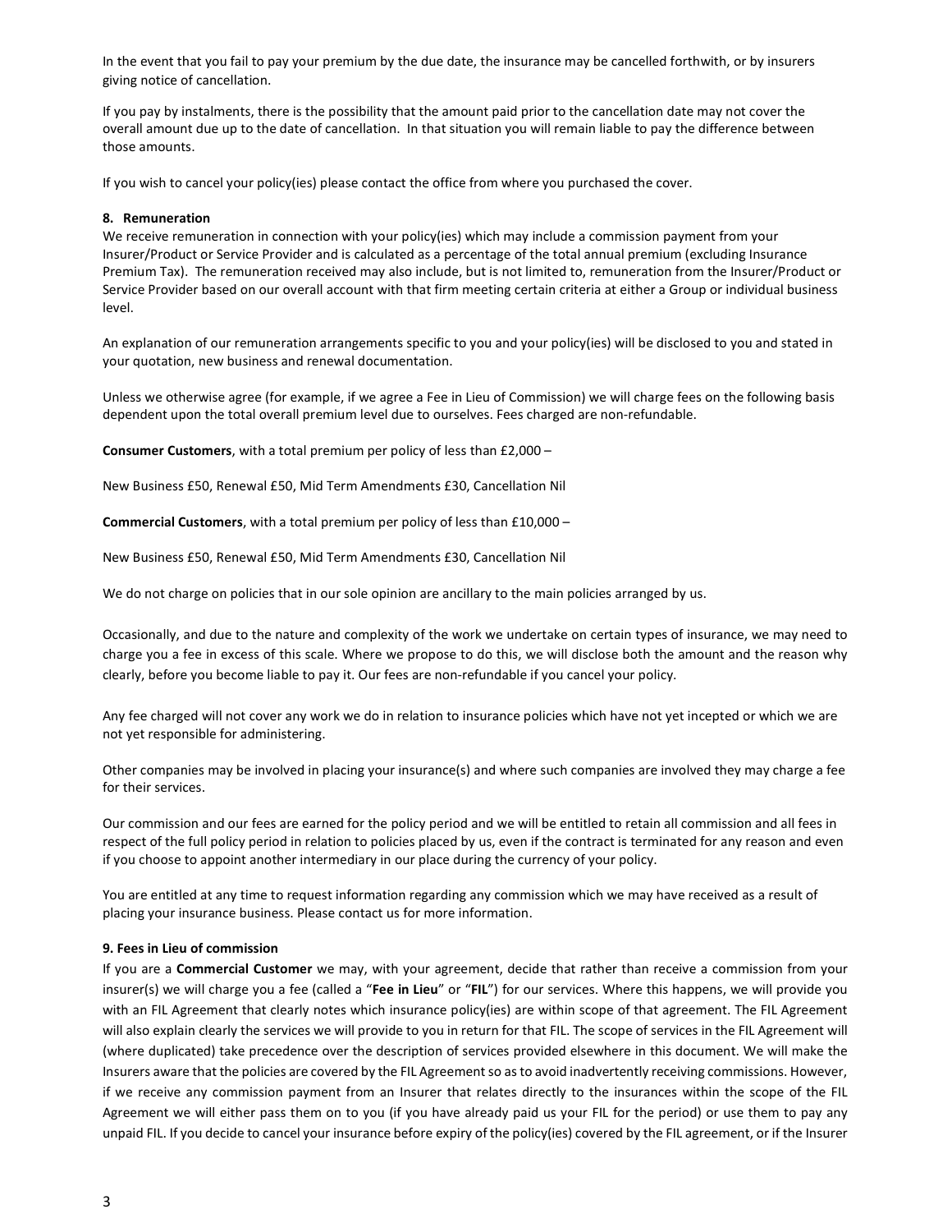In the event that you fail to pay your premium by the due date, the insurance may be cancelled forthwith, or by insurers giving notice of cancellation.

If you pay by instalments, there is the possibility that the amount paid prior to the cancellation date may not cover the overall amount due up to the date of cancellation. In that situation you will remain liable to pay the difference between those amounts.

If you wish to cancel your policy(ies) please contact the office from where you purchased the cover.

## 8. Remuneration

We receive remuneration in connection with your policy(ies) which may include a commission payment from your Insurer/Product or Service Provider and is calculated as a percentage of the total annual premium (excluding Insurance Premium Tax). The remuneration received may also include, but is not limited to, remuneration from the Insurer/Product or Service Provider based on our overall account with that firm meeting certain criteria at either a Group or individual business level.

An explanation of our remuneration arrangements specific to you and your policy(ies) will be disclosed to you and stated in your quotation, new business and renewal documentation.

Unless we otherwise agree (for example, if we agree a Fee in Lieu of Commission) we will charge fees on the following basis dependent upon the total overall premium level due to ourselves. Fees charged are non-refundable.

**Consumer Customers**, with a total premium per policy of less than £2,000 –

New Business £50, Renewal £50, Mid Term Amendments £30, Cancellation Nil

**Commercial Customers**, with a total premium per policy of less than £10,000 –

New Business £50, Renewal £50, Mid Term Amendments £30, Cancellation Nil

We do not charge on policies that in our sole opinion are ancillary to the main policies arranged by us.

Occasionally, and due to the nature and complexity of the work we undertake on certain types of insurance, we may need to charge you a fee in excess of this scale. Where we propose to do this, we will disclose both the amount and the reason why clearly, before you become liable to pay it. Our fees are non-refundable if you cancel your policy.

Any fee charged will not cover any work we do in relation to insurance policies which have not yet incepted or which we are not yet responsible for administering.

Other companies may be involved in placing your insurance(s) and where such companies are involved they may charge a fee for their services.

Our commission and our fees are earned for the policy period and we will be entitled to retain all commission and all fees in respect of the full policy period in relation to policies placed by us, even if the contract is terminated for any reason and even if you choose to appoint another intermediary in our place during the currency of your policy.

You are entitled at any time to request information regarding any commission which we may have received as a result of placing your insurance business. Please contact us for more information.

## 9. Fees in Lieu of commission

If you are a **Commercial Customer** we may, with your agreement, decide that rather than receive a commission from your insurer(s) we will charge you a fee (called a "**Fee in Lieu**" or "**FIL**") for our services. Where this happens, we will provide you with an FIL Agreement that clearly notes which insurance policy(ies) are within scope of that agreement. The FIL Agreement will also explain clearly the services we will provide to you in return for that FIL. The scope of services in the FIL Agreement will (where duplicated) take precedence over the description of services provided elsewhere in this document. We will make the Insurers aware that the policies are covered by the FIL Agreement so as to avoid inadvertently receiving commissions. However, if we receive any commission payment from an Insurer that relates directly to the insurances within the scope of the FIL Agreement we will either pass them on to you (if you have already paid us your FIL for the period) or use them to pay any unpaid FIL. If you decide to cancel your insurance before expiry of the policy(ies) covered by the FIL agreement, or if the Insurer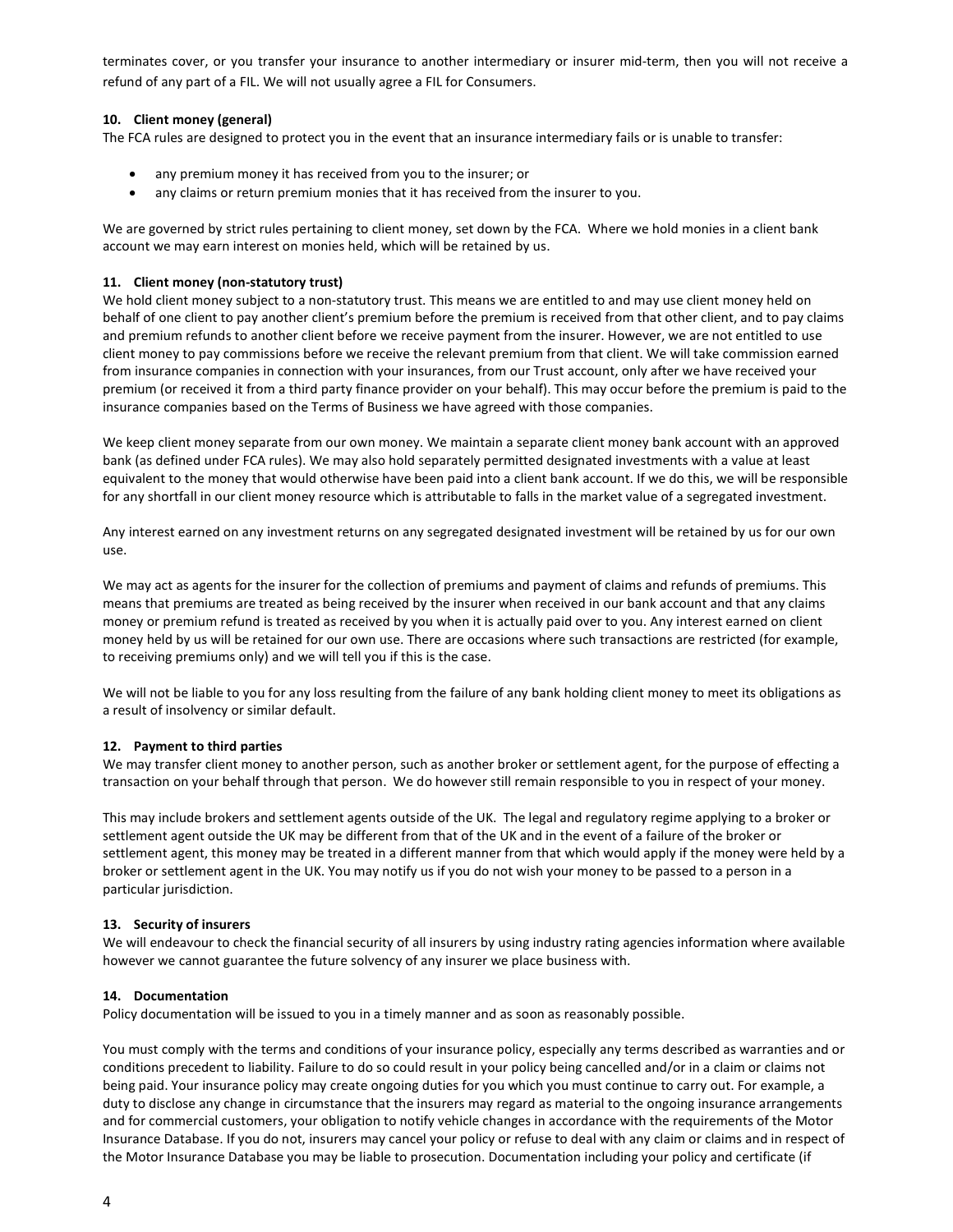terminates cover, or you transfer your insurance to another intermediary or insurer mid-term, then you will not receive a refund of any part of a FIL. We will not usually agree a FIL for Consumers.

### 10. Client money (general)

The FCA rules are designed to protect you in the event that an insurance intermediary fails or is unable to transfer:

- any premium money it has received from you to the insurer; or
- any claims or return premium monies that it has received from the insurer to you.

We are governed by strict rules pertaining to client money, set down by the FCA. Where we hold monies in a client bank account we may earn interest on monies held, which will be retained by us.

### 11. Client money (non-statutory trust)

We hold client money subject to a non-statutory trust. This means we are entitled to and may use client money held on behalf of one client to pay another client's premium before the premium is received from that other client, and to pay claims and premium refunds to another client before we receive payment from the insurer. However, we are not entitled to use client money to pay commissions before we receive the relevant premium from that client. We will take commission earned from insurance companies in connection with your insurances, from our Trust account, only after we have received your premium (or received it from a third party finance provider on your behalf). This may occur before the premium is paid to the insurance companies based on the Terms of Business we have agreed with those companies.

We keep client money separate from our own money. We maintain a separate client money bank account with an approved bank (as defined under FCA rules). We may also hold separately permitted designated investments with a value at least equivalent to the money that would otherwise have been paid into a client bank account. If we do this, we will be responsible for any shortfall in our client money resource which is attributable to falls in the market value of a segregated investment.

Any interest earned on any investment returns on any segregated designated investment will be retained by us for our own use.

We may act as agents for the insurer for the collection of premiums and payment of claims and refunds of premiums. This means that premiums are treated as being received by the insurer when received in our bank account and that any claims money or premium refund is treated as received by you when it is actually paid over to you. Any interest earned on client money held by us will be retained for our own use. There are occasions where such transactions are restricted (for example, to receiving premiums only) and we will tell you if this is the case.

We will not be liable to you for any loss resulting from the failure of any bank holding client money to meet its obligations as a result of insolvency or similar default.

### 12. Payment to third parties

We may transfer client money to another person, such as another broker or settlement agent, for the purpose of effecting a transaction on your behalf through that person. We do however still remain responsible to you in respect of your money.

This may include brokers and settlement agents outside of the UK. The legal and regulatory regime applying to a broker or settlement agent outside the UK may be different from that of the UK and in the event of a failure of the broker or settlement agent, this money may be treated in a different manner from that which would apply if the money were held by a broker or settlement agent in the UK. You may notify us if you do not wish your money to be passed to a person in a particular jurisdiction.

### 13. Security of insurers

We will endeavour to check the financial security of all insurers by using industry rating agencies information where available however we cannot guarantee the future solvency of any insurer we place business with.

### 14. Documentation

Policy documentation will be issued to you in a timely manner and as soon as reasonably possible.

You must comply with the terms and conditions of your insurance policy, especially any terms described as warranties and or conditions precedent to liability. Failure to do so could result in your policy being cancelled and/or in a claim or claims not being paid. Your insurance policy may create ongoing duties for you which you must continue to carry out. For example, a duty to disclose any change in circumstance that the insurers may regard as material to the ongoing insurance arrangements and for commercial customers, your obligation to notify vehicle changes in accordance with the requirements of the Motor Insurance Database. If you do not, insurers may cancel your policy or refuse to deal with any claim or claims and in respect of the Motor Insurance Database you may be liable to prosecution. Documentation including your policy and certificate (if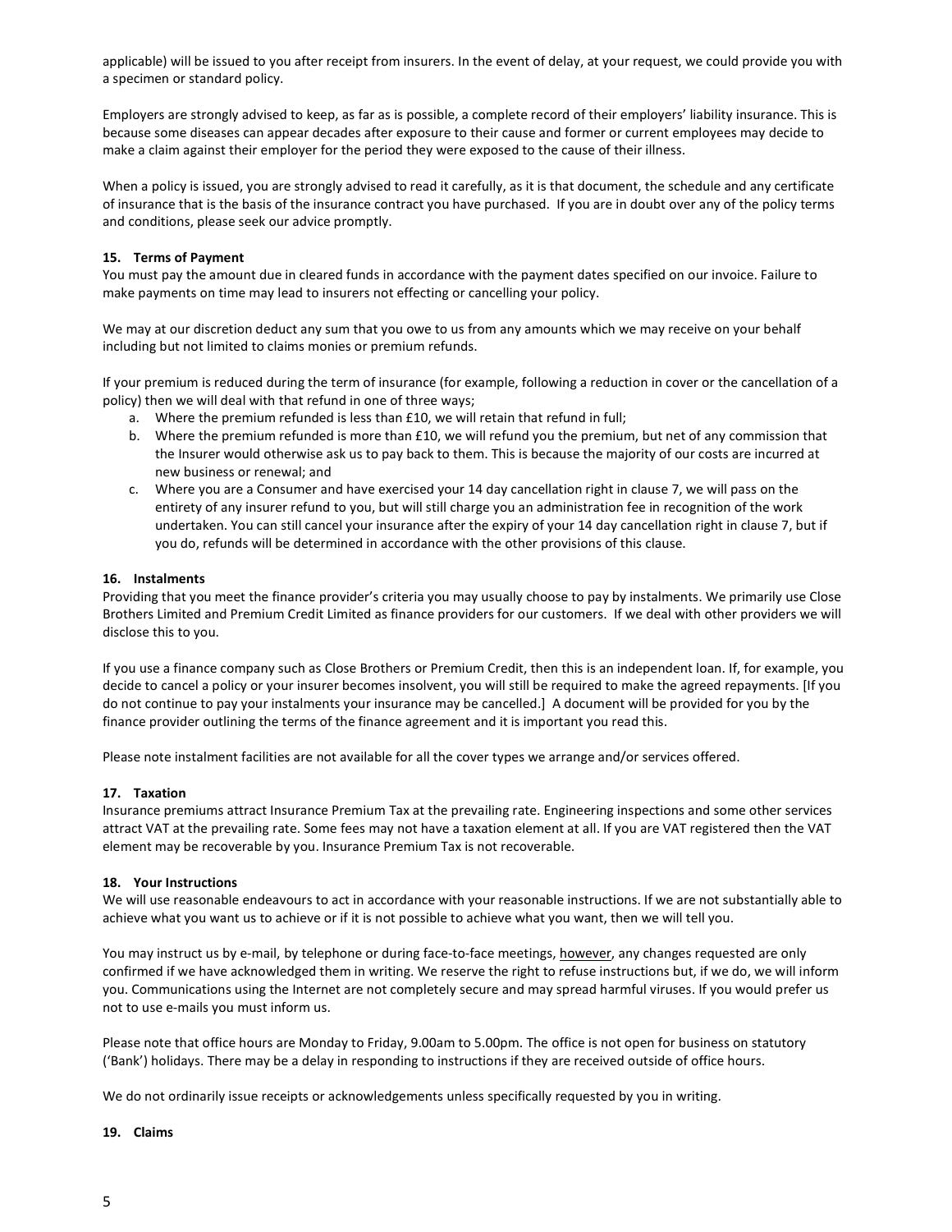applicable) will be issued to you after receipt from insurers. In the event of delay, at your request, we could provide you with a specimen or standard policy.

Employers are strongly advised to keep, as far as is possible, a complete record of their employers' liability insurance. This is because some diseases can appear decades after exposure to their cause and former or current employees may decide to make a claim against their employer for the period they were exposed to the cause of their illness.

When a policy is issued, you are strongly advised to read it carefully, as it is that document, the schedule and any certificate of insurance that is the basis of the insurance contract you have purchased. If you are in doubt over any of the policy terms and conditions, please seek our advice promptly.

**15. Terms of Payment**

You must pay the amount due in cleared funds in accordance with the payment dates specified on our invoice. Failure to make payments on time may lead to insurers not effecting or cancelling your policy.

We may at our discretion deduct any sum that you owe to us from any amounts which we may receive on your behalf including but not limited to claims monies or premium refunds.

If your premium is reduced during the term of insurance (for example, following a reduction in cover or the cancellation of a policy) then we will deal with that refund in one of three ways;

a. Where the premium refunded is less than £10, we will retain that refund in full;
b. Where the premium refunded is more than £10, we will refund you the premium, but net of any commission that the Insurer would otherwise ask us to pay back to them. This is because the majority of our costs are incurred at new business or renewal; and
c. Where you are a Consumer and have exercised your 14 day cancellation right in clause 7, we will pass on the entirety of any insurer refund to you, but will still charge you an administration fee in recognition of the work undertaken. You can still cancel your insurance after the expiry of your 14 day cancellation right in clause 7, but if you do, refunds will be determined in accordance with the other provisions of this clause.

**16. Instalments**

Providing that you meet the finance provider's criteria you may usually choose to pay by instalments. We primarily use Close Brothers Limited and Premium Credit Limited as finance providers for our customers. If we deal with other providers we will disclose this to you.

If you use a finance company such as Close Brothers or Premium Credit, then this is an independent loan. If, for example, you decide to cancel a policy or your insurer becomes insolvent, you will still be required to make the agreed repayments. [If you do not continue to pay your instalments your insurance may be cancelled.] A document will be provided for you by the finance provider outlining the terms of the finance agreement and it is important you read this.

Please note instalment facilities are not available for all the cover types we arrange and/or services offered.

**17. Taxation**

Insurance premiums attract Insurance Premium Tax at the prevailing rate. Engineering inspections and some other services attract VAT at the prevailing rate. Some fees may not have a taxation element at all. If you are VAT registered then the VAT element may be recoverable by you. Insurance Premium Tax is not recoverable.

**18. Your Instructions**

We will use reasonable endeavours to act in accordance with your reasonable instructions. If we are not substantially able to achieve what you want us to achieve or if it is not possible to achieve what you want, then we will tell you.

You may instruct us by e-mail, by telephone or during face-to-face meetings, <u>however</u>, any changes requested are only confirmed if we have acknowledged them in writing. We reserve the right to refuse instructions but, if we do, we will inform you. Communications using the Internet are not completely secure and may spread harmful viruses. If you would prefer us not to use e-mails you must inform us.

Please note that office hours are Monday to Friday, 9.00am to 5.00pm. The office is not open for business on statutory ('Bank') holidays. There may be a delay in responding to instructions if they are received outside of office hours.

We do not ordinarily issue receipts or acknowledgements unless specifically requested by you in writing.

**19. Claims**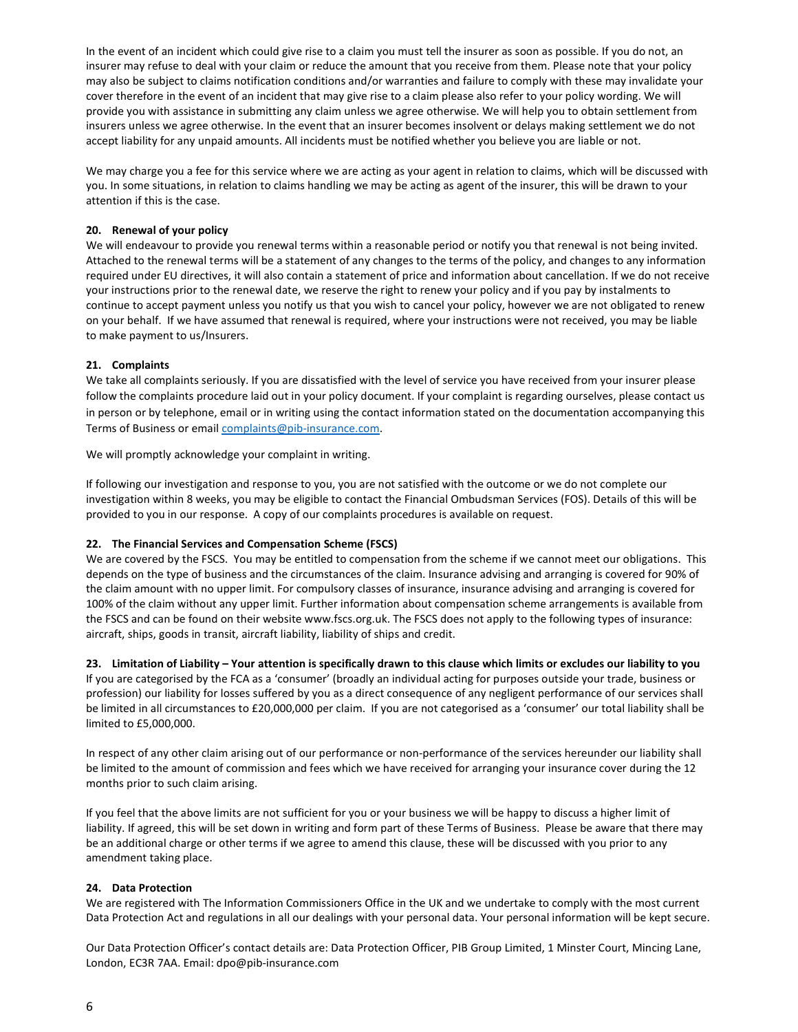In the event of an incident which could give rise to a claim you must tell the insurer as soon as possible. If you do not, an insurer may refuse to deal with your claim or reduce the amount that you receive from them. Please note that your policy may also be subject to claims notification conditions and/or warranties and failure to comply with these may invalidate your cover therefore in the event of an incident that may give rise to a claim please also refer to your policy wording. We will provide you with assistance in submitting any claim unless we agree otherwise. We will help you to obtain settlement from insurers unless we agree otherwise. In the event that an insurer becomes insolvent or delays making settlement we do not accept liability for any unpaid amounts. All incidents must be notified whether you believe you are liable or not.

We may charge you a fee for this service where we are acting as your agent in relation to claims, which will be discussed with you. In some situations, in relation to claims handling we may be acting as agent of the insurer, this will be drawn to your attention if this is the case.

**20. Renewal of your policy**

We will endeavour to provide you renewal terms within a reasonable period or notify you that renewal is not being invited. Attached to the renewal terms will be a statement of any changes to the terms of the policy, and changes to any information required under EU directives, it will also contain a statement of price and information about cancellation. If we do not receive your instructions prior to the renewal date, we reserve the right to renew your policy and if you pay by instalments to continue to accept payment unless you notify us that you wish to cancel your policy, however we are not obligated to renew on your behalf. If we have assumed that renewal is required, where your instructions were not received, you may be liable to make payment to us/Insurers.

**21. Complaints**

We take all complaints seriously. If you are dissatisfied with the level of service you have received from your insurer please follow the complaints procedure laid out in your policy document. If your complaint is regarding ourselves, please contact us in person or by telephone, email or in writing using the contact information stated on the documentation accompanying this Terms of Business or email complaints@pib-insurance.com.

We will promptly acknowledge your complaint in writing.

If following our investigation and response to you, you are not satisfied with the outcome or we do not complete our investigation within 8 weeks, you may be eligible to contact the Financial Ombudsman Services (FOS). Details of this will be provided to you in our response. A copy of our complaints procedures is available on request.

**22. The Financial Services and Compensation Scheme (FSCS)**

We are covered by the FSCS. You may be entitled to compensation from the scheme if we cannot meet our obligations. This depends on the type of business and the circumstances of the claim. Insurance advising and arranging is covered for 90% of the claim amount with no upper limit. For compulsory classes of insurance, insurance advising and arranging is covered for 100% of the claim without any upper limit. Further information about compensation scheme arrangements is available from the FSCS and can be found on their website www.fscs.org.uk. The FSCS does not apply to the following types of insurance: aircraft, ships, goods in transit, aircraft liability, liability of ships and credit.

**23. Limitation of Liability – Your attention is specifically drawn to this clause which limits or excludes our liability to you**

If you are categorised by the FCA as a 'consumer' (broadly an individual acting for purposes outside your trade, business or profession) our liability for losses suffered by you as a direct consequence of any negligent performance of our services shall be limited in all circumstances to £20,000,000 per claim. If you are not categorised as a 'consumer' our total liability shall be limited to £5,000,000.

In respect of any other claim arising out of our performance or non-performance of the services hereunder our liability shall be limited to the amount of commission and fees which we have received for arranging your insurance cover during the 12 months prior to such claim arising.

If you feel that the above limits are not sufficient for you or your business we will be happy to discuss a higher limit of liability. If agreed, this will be set down in writing and form part of these Terms of Business. Please be aware that there may be an additional charge or other terms if we agree to amend this clause, these will be discussed with you prior to any amendment taking place.

**24. Data Protection**

We are registered with The Information Commissioners Office in the UK and we undertake to comply with the most current Data Protection Act and regulations in all our dealings with your personal data. Your personal information will be kept secure.

Our Data Protection Officer's contact details are: Data Protection Officer, PIB Group Limited, 1 Minster Court, Mincing Lane, London, EC3R 7AA. Email: dpo@pib-insurance.com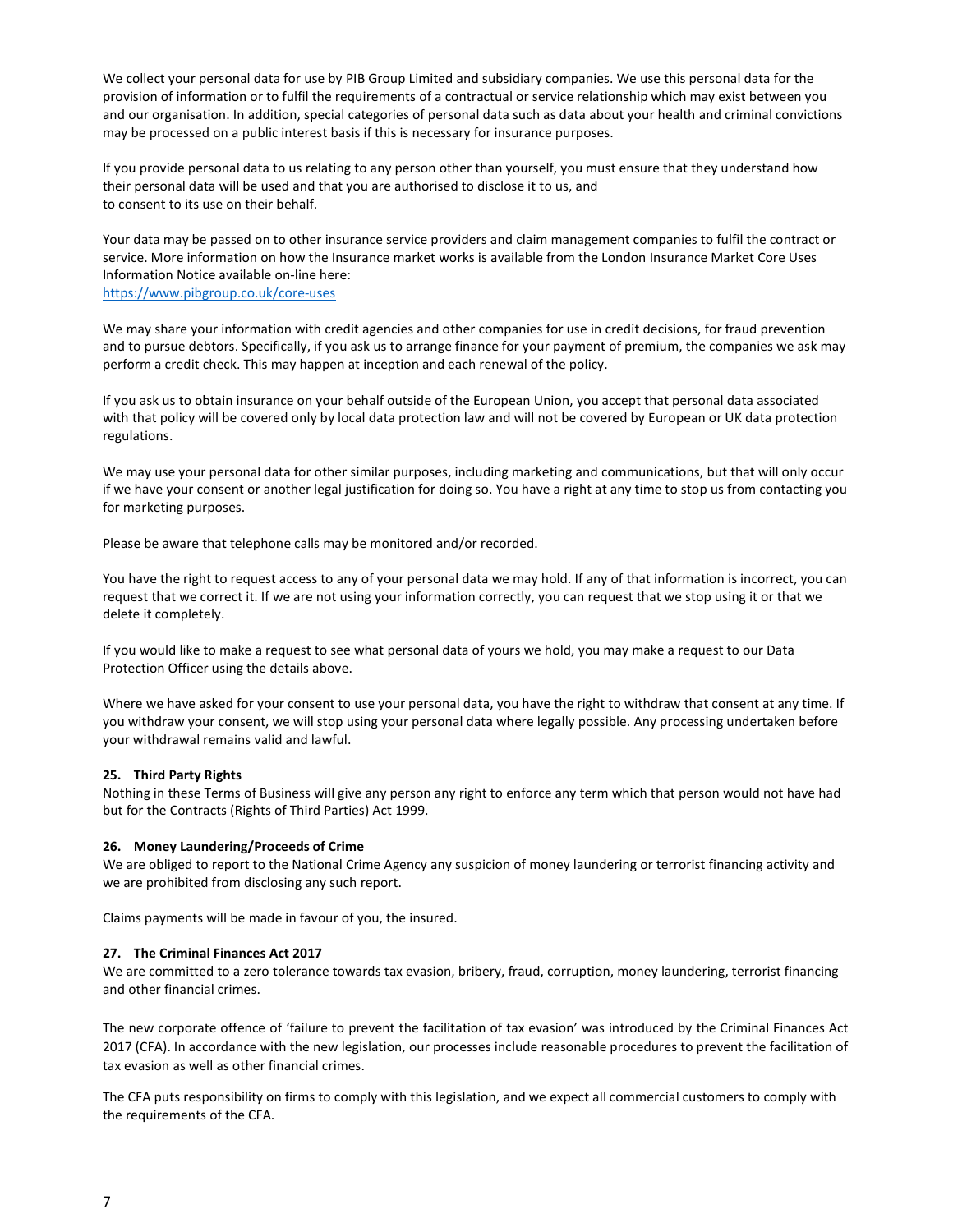We collect your personal data for use by PIB Group Limited and subsidiary companies. We use this personal data for the provision of information or to fulfil the requirements of a contractual or service relationship which may exist between you and our organisation. In addition, special categories of personal data such as data about your health and criminal convictions may be processed on a public interest basis if this is necessary for insurance purposes.

If you provide personal data to us relating to any person other than yourself, you must ensure that they understand how their personal data will be used and that you are authorised to disclose it to us, and to consent to its use on their behalf.

Your data may be passed on to other insurance service providers and claim management companies to fulfil the contract or service. More information on how the Insurance market works is available from the London Insurance Market Core Uses Information Notice available on-line here:
https://www.pibgroup.co.uk/core-uses

We may share your information with credit agencies and other companies for use in credit decisions, for fraud prevention and to pursue debtors. Specifically, if you ask us to arrange finance for your payment of premium, the companies we ask may perform a credit check. This may happen at inception and each renewal of the policy.

If you ask us to obtain insurance on your behalf outside of the European Union, you accept that personal data associated with that policy will be covered only by local data protection law and will not be covered by European or UK data protection regulations.

We may use your personal data for other similar purposes, including marketing and communications, but that will only occur if we have your consent or another legal justification for doing so. You have a right at any time to stop us from contacting you for marketing purposes.

Please be aware that telephone calls may be monitored and/or recorded.

You have the right to request access to any of your personal data we may hold. If any of that information is incorrect, you can request that we correct it. If we are not using your information correctly, you can request that we stop using it or that we delete it completely.

If you would like to make a request to see what personal data of yours we hold, you may make a request to our Data Protection Officer using the details above.

Where we have asked for your consent to use your personal data, you have the right to withdraw that consent at any time. If you withdraw your consent, we will stop using your personal data where legally possible. Any processing undertaken before your withdrawal remains valid and lawful.

**25. Third Party Rights**

Nothing in these Terms of Business will give any person any right to enforce any term which that person would not have had but for the Contracts (Rights of Third Parties) Act 1999.

**26. Money Laundering/Proceeds of Crime**

We are obliged to report to the National Crime Agency any suspicion of money laundering or terrorist financing activity and we are prohibited from disclosing any such report.

Claims payments will be made in favour of you, the insured.

**27. The Criminal Finances Act 2017**

We are committed to a zero tolerance towards tax evasion, bribery, fraud, corruption, money laundering, terrorist financing and other financial crimes.

The new corporate offence of 'failure to prevent the facilitation of tax evasion' was introduced by the Criminal Finances Act 2017 (CFA). In accordance with the new legislation, our processes include reasonable procedures to prevent the facilitation of tax evasion as well as other financial crimes.

The CFA puts responsibility on firms to comply with this legislation, and we expect all commercial customers to comply with the requirements of the CFA.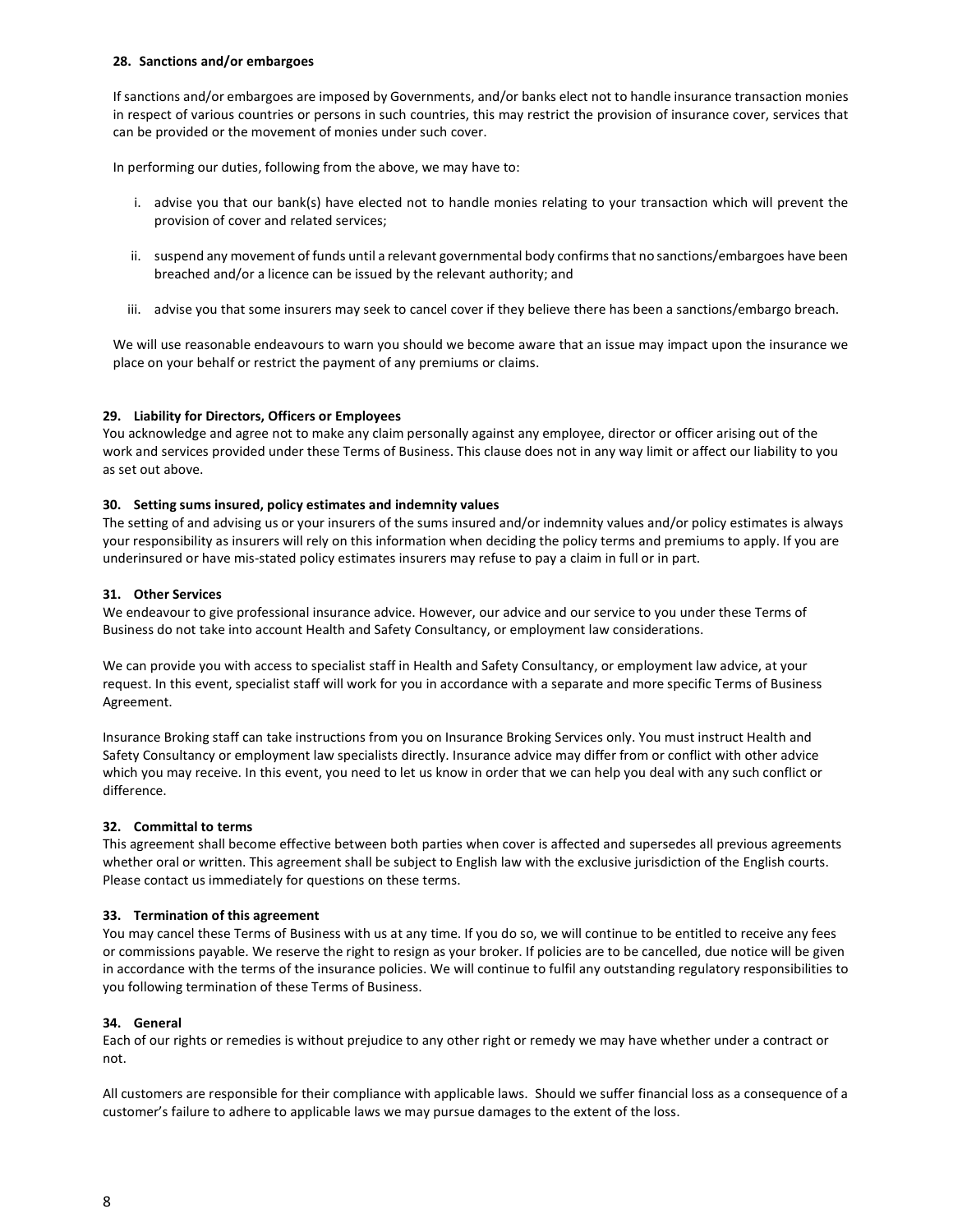#### 28. Sanctions and/or embargoes

If sanctions and/or embargoes are imposed by Governments, and/or banks elect not to handle insurance transaction monies in respect of various countries or persons in such countries, this may restrict the provision of insurance cover, services that can be provided or the movement of monies under such cover.

In performing our duties, following from the above, we may have to:

i. advise you that our bank(s) have elected not to handle monies relating to your transaction which will prevent the provision of cover and related services;

ii. suspend any movement of funds until a relevant governmental body confirms that no sanctions/embargoes have been breached and/or a licence can be issued by the relevant authority; and

iii. advise you that some insurers may seek to cancel cover if they believe there has been a sanctions/embargo breach.

We will use reasonable endeavours to warn you should we become aware that an issue may impact upon the insurance we place on your behalf or restrict the payment of any premiums or claims.

#### 29. Liability for Directors, Officers or Employees

You acknowledge and agree not to make any claim personally against any employee, director or officer arising out of the work and services provided under these Terms of Business. This clause does not in any way limit or affect our liability to you as set out above.

#### 30. Setting sums insured, policy estimates and indemnity values

The setting of and advising us or your insurers of the sums insured and/or indemnity values and/or policy estimates is always your responsibility as insurers will rely on this information when deciding the policy terms and premiums to apply. If you are underinsured or have mis-stated policy estimates insurers may refuse to pay a claim in full or in part.

#### 31. Other Services

We endeavour to give professional insurance advice. However, our advice and our service to you under these Terms of Business do not take into account Health and Safety Consultancy, or employment law considerations.

We can provide you with access to specialist staff in Health and Safety Consultancy, or employment law advice, at your request. In this event, specialist staff will work for you in accordance with a separate and more specific Terms of Business Agreement.

Insurance Broking staff can take instructions from you on Insurance Broking Services only. You must instruct Health and Safety Consultancy or employment law specialists directly. Insurance advice may differ from or conflict with other advice which you may receive. In this event, you need to let us know in order that we can help you deal with any such conflict or difference.

#### 32. Committal to terms

This agreement shall become effective between both parties when cover is affected and supersedes all previous agreements whether oral or written. This agreement shall be subject to English law with the exclusive jurisdiction of the English courts. Please contact us immediately for questions on these terms.

#### 33. Termination of this agreement

You may cancel these Terms of Business with us at any time. If you do so, we will continue to be entitled to receive any fees or commissions payable. We reserve the right to resign as your broker. If policies are to be cancelled, due notice will be given in accordance with the terms of the insurance policies. We will continue to fulfil any outstanding regulatory responsibilities to you following termination of these Terms of Business.

#### 34. General

Each of our rights or remedies is without prejudice to any other right or remedy we may have whether under a contract or not.

All customers are responsible for their compliance with applicable laws. Should we suffer financial loss as a consequence of a customer's failure to adhere to applicable laws we may pursue damages to the extent of the loss.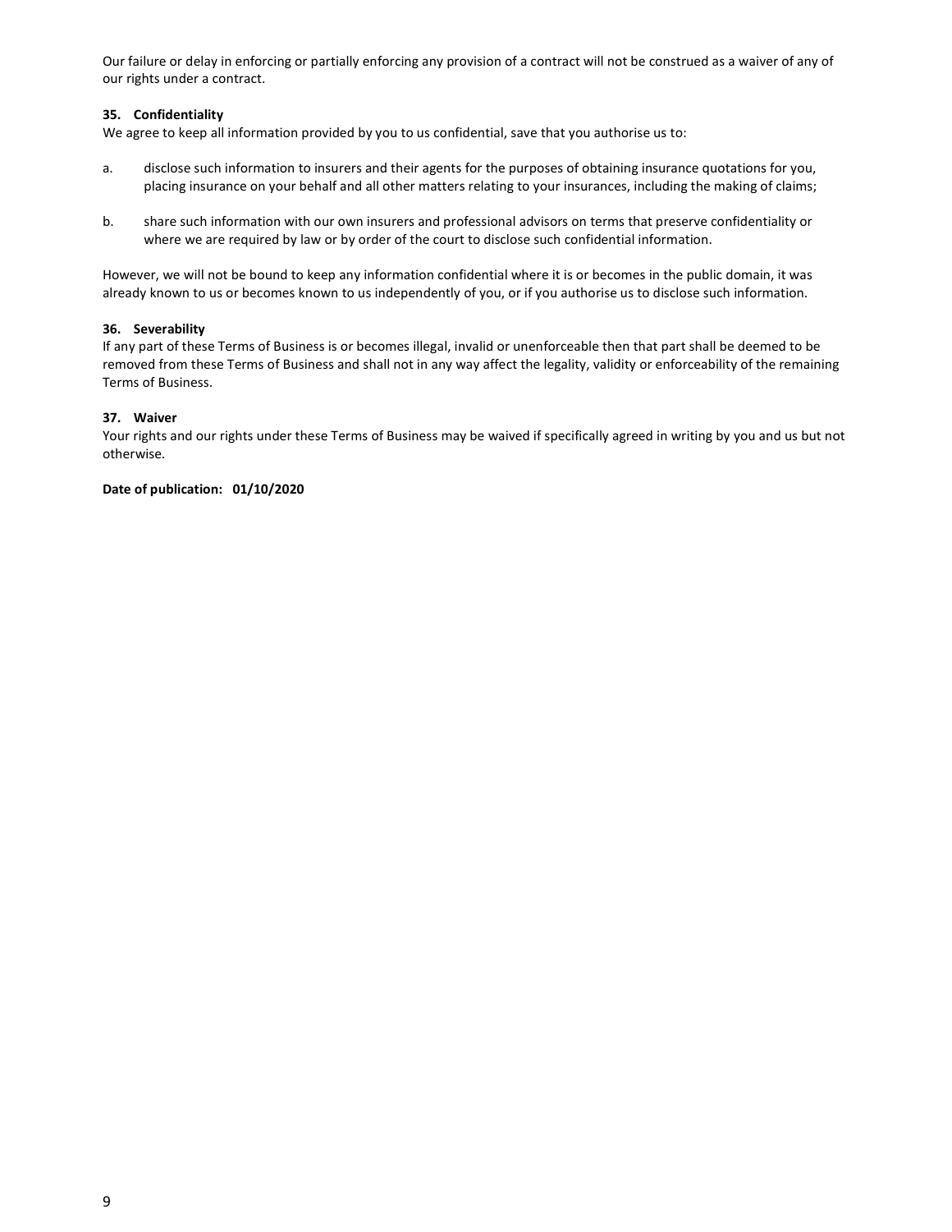Our failure or delay in enforcing or partially enforcing any provision of a contract will not be construed as a waiver of any of our rights under a contract.

**35. Confidentiality**

We agree to keep all information provided by you to us confidential, save that you authorise us to:

a. disclose such information to insurers and their agents for the purposes of obtaining insurance quotations for you, placing insurance on your behalf and all other matters relating to your insurances, including the making of claims;

b. share such information with our own insurers and professional advisors on terms that preserve confidentiality or where we are required by law or by order of the court to disclose such confidential information.

However, we will not be bound to keep any information confidential where it is or becomes in the public domain, it was already known to us or becomes known to us independently of you, or if you authorise us to disclose such information.

**36. Severability**

If any part of these Terms of Business is or becomes illegal, invalid or unenforceable then that part shall be deemed to be removed from these Terms of Business and shall not in any way affect the legality, validity or enforceability of the remaining Terms of Business.

**37. Waiver**

Your rights and our rights under these Terms of Business may be waived if specifically agreed in writing by you and us but not otherwise.

**Date of publication: 01/10/2020**